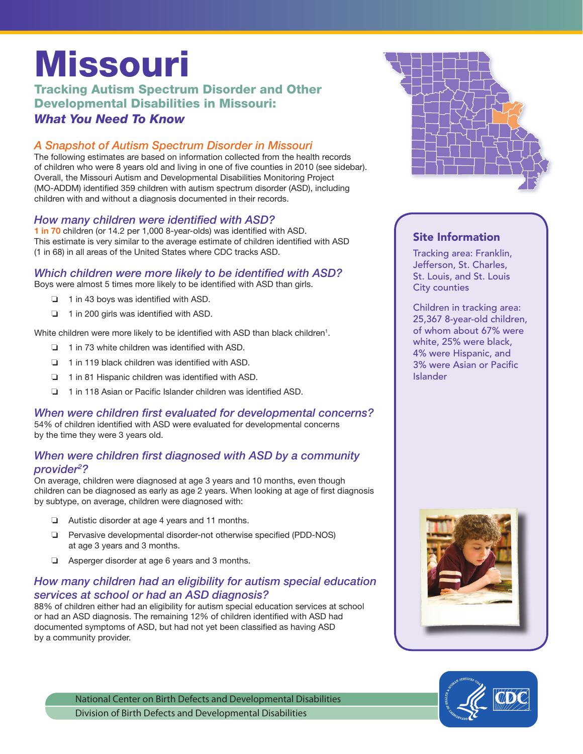# Missouri

## Tracking Autism Spectrum Disorder and Other Developmental Disabilities in Missouri: *What You Need To Know*

### *A Snapshot of Autism Spectrum Disorder in Missouri*

The following estimates are based on information collected from the health records of children who were 8 years old and living in one of five counties in 2010 (see sidebar). Overall, the Missouri Autism and Developmental Disabilities Monitoring Project (MO-ADDM) identified 359 children with autism spectrum disorder (ASD), including children with and without a diagnosis documented in their records.

### *How many children were identified with ASD?*

**1 in 70** children (or 14.2 per 1,000 8-year-olds) was identified with ASD. This estimate is very similar to the average estimate of children identified with ASD (1 in 68) in all areas of the United States where CDC tracks ASD.

### *Which children were more likely to be identified with ASD?*

Boys were almost 5 times more likely to be identified with ASD than girls.

- 1 in 43 boys was identified with ASD.
- 1 in 200 girls was identified with ASD.

White children were more likely to be identified with ASD than black children[1].

- 1 in 73 white children was identified with ASD.
- 1 in 119 black children was identified with ASD.
- 1 in 81 Hispanic children was identified with ASD.
- 1 in 118 Asian or Pacific Islander children was identified ASD.

### *When were children first evaluated for developmental concerns?*

54% of children identified with ASD were evaluated for developmental concerns by the time they were 3 years old.

### *When were children first diagnosed with ASD by a community provider[2]?*

On average, children were diagnosed at age 3 years and 10 months, even though children can be diagnosed as early as age 2 years. When looking at age of first diagnosis by subtype, on average, children were diagnosed with:

- Autistic disorder at age 4 years and 11 months.
- Pervasive developmental disorder-not otherwise specified (PDD-NOS) at age 3 years and 3 months.
- Asperger disorder at age 6 years and 3 months.

### *How many children had an eligibility for autism special education services at school or had an ASD diagnosis?*

88% of children either had an eligibility for autism special education services at school or had an ASD diagnosis. The remaining 12% of children identified with ASD had documented symptoms of ASD, but had not yet been classified as having ASD by a community provider.

### Site Information

Tracking area: Franklin, Jefferson, St. Charles, St. Louis, and St. Louis City counties

Children in tracking area: 25,367 8-year-old children, of whom about 67% were white, 25% were black, 4% were Hispanic, and 3% were Asian or Pacific Islander

National Center on Birth Defects and Developmental Disabilities
Division of Birth Defects and Developmental Disabilities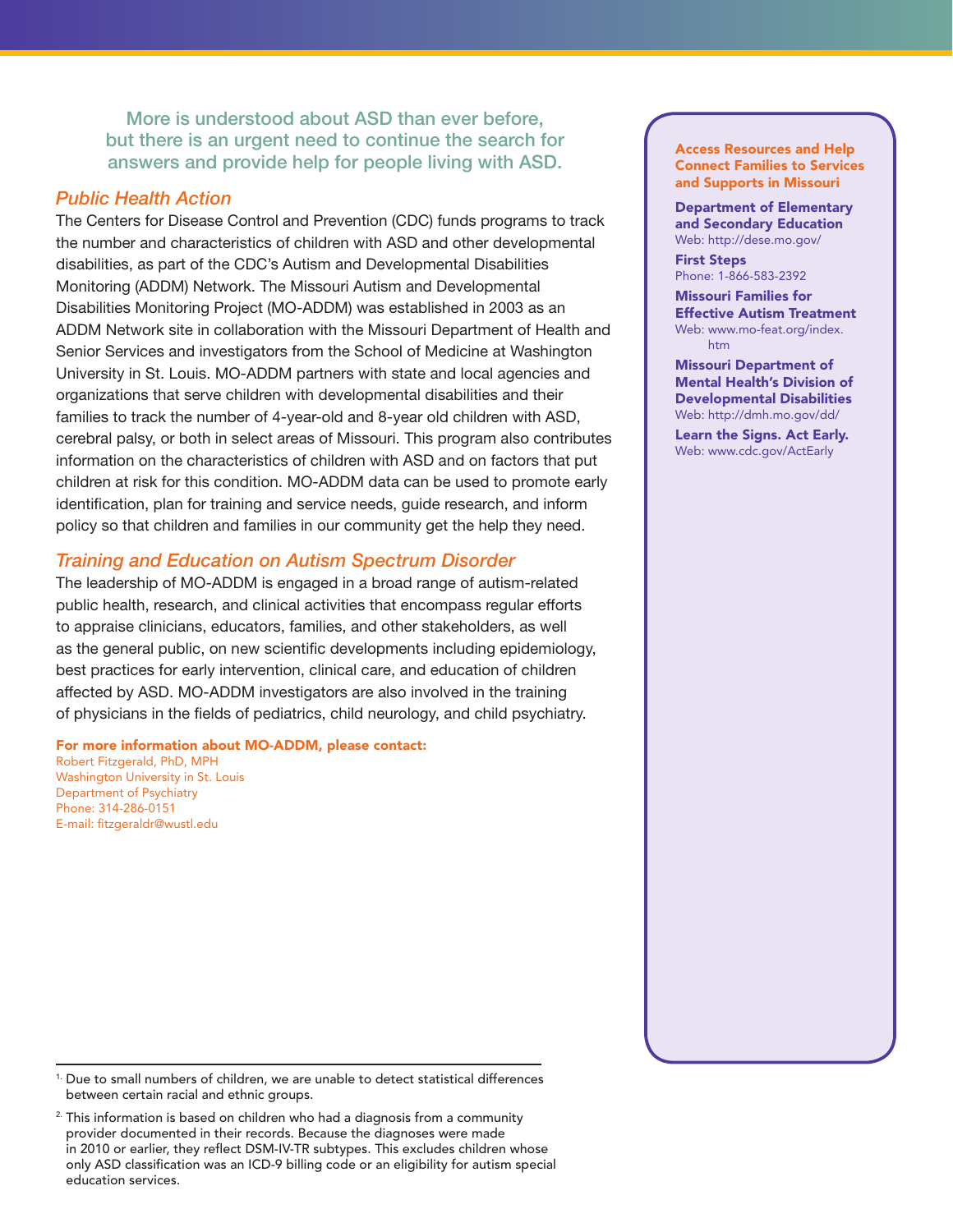More is understood about ASD than ever before, but there is an urgent need to continue the search for answers and provide help for people living with ASD.

## *Public Health Action*

The Centers for Disease Control and Prevention (CDC) funds programs to track the number and characteristics of children with ASD and other developmental disabilities, as part of the CDC's Autism and Developmental Disabilities Monitoring (ADDM) Network. The Missouri Autism and Developmental Disabilities Monitoring Project (MO-ADDM) was established in 2003 as an ADDM Network site in collaboration with the Missouri Department of Health and Senior Services and investigators from the School of Medicine at Washington University in St. Louis. MO-ADDM partners with state and local agencies and organizations that serve children with developmental disabilities and their families to track the number of 4-year-old and 8-year old children with ASD, cerebral palsy, or both in select areas of Missouri. This program also contributes information on the characteristics of children with ASD and on factors that put children at risk for this condition. MO-ADDM data can be used to promote early identification, plan for training and service needs, guide research, and inform policy so that children and families in our community get the help they need.

## *Training and Education on Autism Spectrum Disorder*

The leadership of MO-ADDM is engaged in a broad range of autism-related public health, research, and clinical activities that encompass regular efforts to appraise clinicians, educators, families, and other stakeholders, as well as the general public, on new scientific developments including epidemiology, best practices for early intervention, clinical care, and education of children affected by ASD. MO-ADDM investigators are also involved in the training of physicians in the fields of pediatrics, child neurology, and child psychiatry.

**For more information about MO-ADDM, please contact:**
Robert Fitzgerald, PhD, MPH
Washington University in St. Louis
Department of Psychiatry
Phone: 314-286-0151
E-mail: fitzgeraldr@wustl.edu

**Access Resources and Help Connect Families to Services and Supports in Missouri**

**Department of Elementary and Secondary Education**
Web: http://dese.mo.gov/

**First Steps**
Phone: 1-866-583-2392

**Missouri Families for Effective Autism Treatment**
Web: www.mo-feat.org/index.htm

**Missouri Department of Mental Health's Division of Developmental Disabilities**
Web: http://dmh.mo.gov/dd/

**Learn the Signs. Act Early.**
Web: www.cdc.gov/ActEarly

---

[1] Due to small numbers of children, we are unable to detect statistical differences between certain racial and ethnic groups.

[2] This information is based on children who had a diagnosis from a community provider documented in their records. Because the diagnoses were made in 2010 or earlier, they reflect DSM-IV-TR subtypes. This excludes children whose only ASD classification was an ICD-9 billing code or an eligibility for autism special education services.